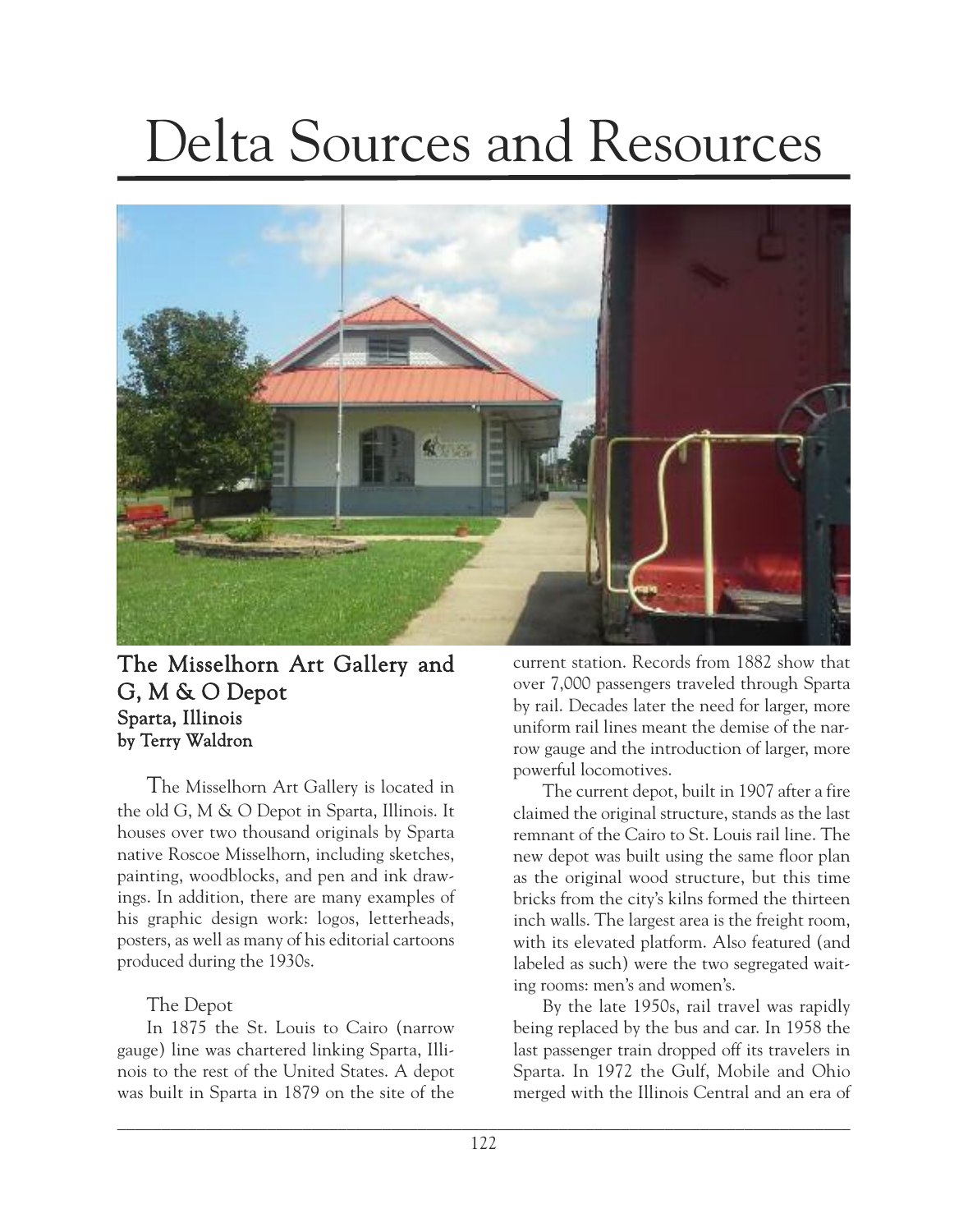# Delta Sources and Resources

## The Misselhorn Art Gallery and G, M & O Depot

### Sparta, Illinois

**by Terry Waldron**

The Misselhorn Art Gallery is located in the old G, M & O Depot in Sparta, Illinois. It houses over two thousand originals by Sparta native Roscoe Misselhorn, including sketches, painting, woodblocks, and pen and ink drawings. In addition, there are many examples of his graphic design work: logos, letterheads, posters, as well as many of his editorial cartoons produced during the 1930s.

The Depot

In 1875 the St. Louis to Cairo (narrow gauge) line was chartered linking Sparta, Illinois to the rest of the United States. A depot was built in Sparta in 1879 on the site of the current station. Records from 1882 show that over 7,000 passengers traveled through Sparta by rail. Decades later the need for larger, more uniform rail lines meant the demise of the narrow gauge and the introduction of larger, more powerful locomotives.

The current depot, built in 1907 after a fire claimed the original structure, stands as the last remnant of the Cairo to St. Louis rail line. The new depot was built using the same floor plan as the original wood structure, but this time bricks from the city's kilns formed the thirteen inch walls. The largest area is the freight room, with its elevated platform. Also featured (and labeled as such) were the two segregated waiting rooms: men's and women's.

By the late 1950s, rail travel was rapidly being replaced by the bus and car. In 1958 the last passenger train dropped off its travelers in Sparta. In 1972 the Gulf, Mobile and Ohio merged with the Illinois Central and an era of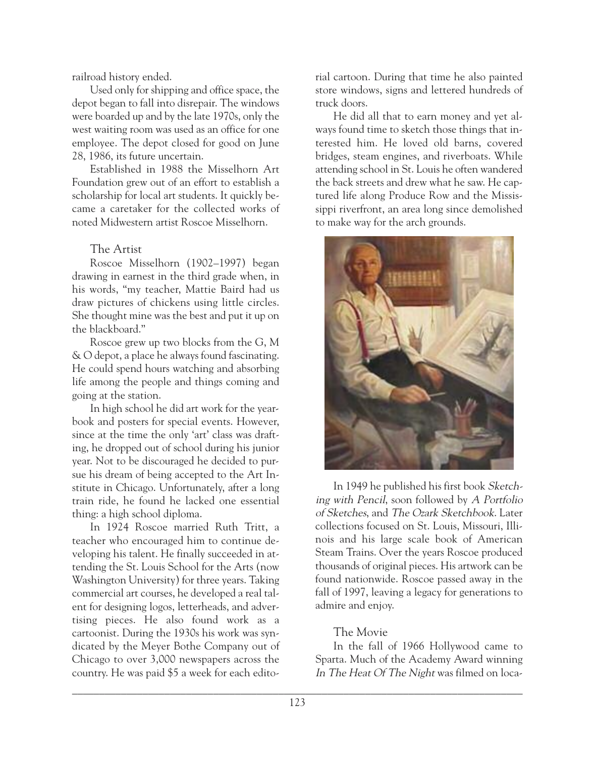railroad history ended.

Used only for shipping and office space, the depot began to fall into disrepair. The windows were boarded up and by the late 1970s, only the west waiting room was used as an office for one employee. The depot closed for good on June 28, 1986, its future uncertain.

Established in 1988 the Misselhorn Art Foundation grew out of an effort to establish a scholarship for local art students. It quickly became a caretaker for the collected works of noted Midwestern artist Roscoe Misselhorn.

## The Artist

Roscoe Misselhorn (1902–1997) began drawing in earnest in the third grade when, in his words, "my teacher, Mattie Baird had us draw pictures of chickens using little circles. She thought mine was the best and put it up on the blackboard."

Roscoe grew up two blocks from the G, M & O depot, a place he always found fascinating. He could spend hours watching and absorbing life among the people and things coming and going at the station.

In high school he did art work for the yearbook and posters for special events. However, since at the time the only 'art' class was drafting, he dropped out of school during his junior year. Not to be discouraged he decided to pursue his dream of being accepted to the Art Institute in Chicago. Unfortunately, after a long train ride, he found he lacked one essential thing: a high school diploma.

In 1924 Roscoe married Ruth Tritt, a teacher who encouraged him to continue developing his talent. He finally succeeded in attending the St. Louis School for the Arts (now Washington University) for three years. Taking commercial art courses, he developed a real talent for designing logos, letterheads, and advertising pieces. He also found work as a cartoonist. During the 1930s his work was syndicated by the Meyer Bothe Company out of Chicago to over 3,000 newspapers across the country. He was paid $5 a week for each editorial cartoon. During that time he also painted store windows, signs and lettered hundreds of truck doors.

He did all that to earn money and yet always found time to sketch those things that interested him. He loved old barns, covered bridges, steam engines, and riverboats. While attending school in St. Louis he often wandered the back streets and drew what he saw. He captured life along Produce Row and the Mississippi riverfront, an area long since demolished to make way for the arch grounds.

In 1949 he published his first book *Sketching with Pencil*, soon followed by *A Portfolio of Sketches*, and *The Ozark Sketchbook*. Later collections focused on St. Louis, Missouri, Illinois and his large scale book of American Steam Trains. Over the years Roscoe produced thousands of original pieces. His artwork can be found nationwide. Roscoe passed away in the fall of 1997, leaving a legacy for generations to admire and enjoy.

## The Movie

In the fall of 1966 Hollywood came to Sparta. Much of the Academy Award winning *In The Heat Of The Night* was filmed on loca-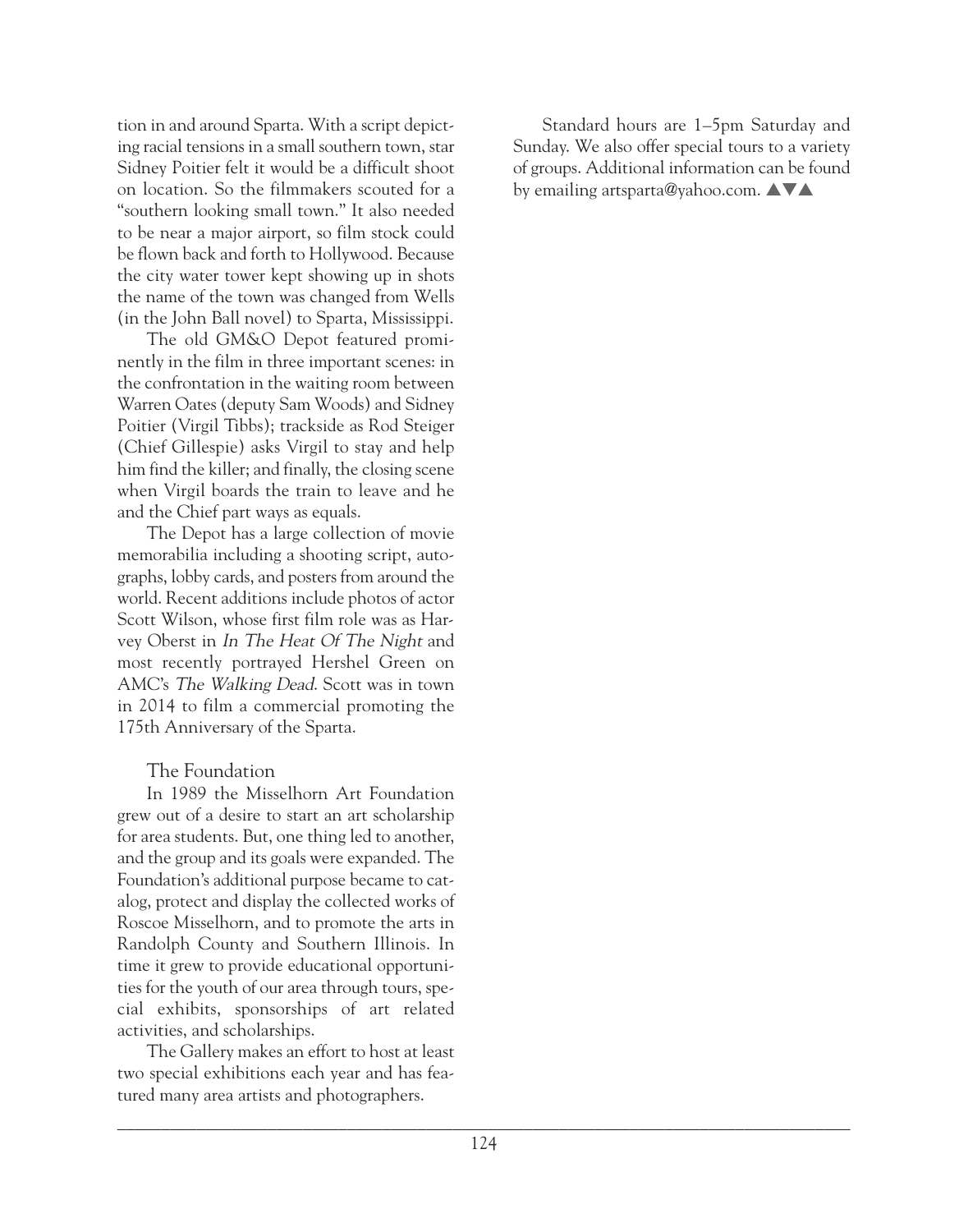tion in and around Sparta. With a script depicting racial tensions in a small southern town, star Sidney Poitier felt it would be a difficult shoot on location. So the filmmakers scouted for a "southern looking small town." It also needed to be near a major airport, so film stock could be flown back and forth to Hollywood. Because the city water tower kept showing up in shots the name of the town was changed from Wells (in the John Ball novel) to Sparta, Mississippi.

The old GM&O Depot featured prominently in the film in three important scenes: in the confrontation in the waiting room between Warren Oates (deputy Sam Woods) and Sidney Poitier (Virgil Tibbs); trackside as Rod Steiger (Chief Gillespie) asks Virgil to stay and help him find the killer; and finally, the closing scene when Virgil boards the train to leave and he and the Chief part ways as equals.

The Depot has a large collection of movie memorabilia including a shooting script, autographs, lobby cards, and posters from around the world. Recent additions include photos of actor Scott Wilson, whose first film role was as Harvey Oberst in *In The Heat Of The Night* and most recently portrayed Hershel Green on AMC's *The Walking Dead*. Scott was in town in 2014 to film a commercial promoting the 175th Anniversary of the Sparta.

## The Foundation

In 1989 the Misselhorn Art Foundation grew out of a desire to start an art scholarship for area students. But, one thing led to another, and the group and its goals were expanded. The Foundation's additional purpose became to catalog, protect and display the collected works of Roscoe Misselhorn, and to promote the arts in Randolph County and Southern Illinois. In time it grew to provide educational opportunities for the youth of our area through tours, special exhibits, sponsorships of art related activities, and scholarships.

The Gallery makes an effort to host at least two special exhibitions each year and has featured many area artists and photographers.

Standard hours are 1–5pm Saturday and Sunday. We also offer special tours to a variety of groups. Additional information can be found by emailing artsparta@yahoo.com. ▲▼▲